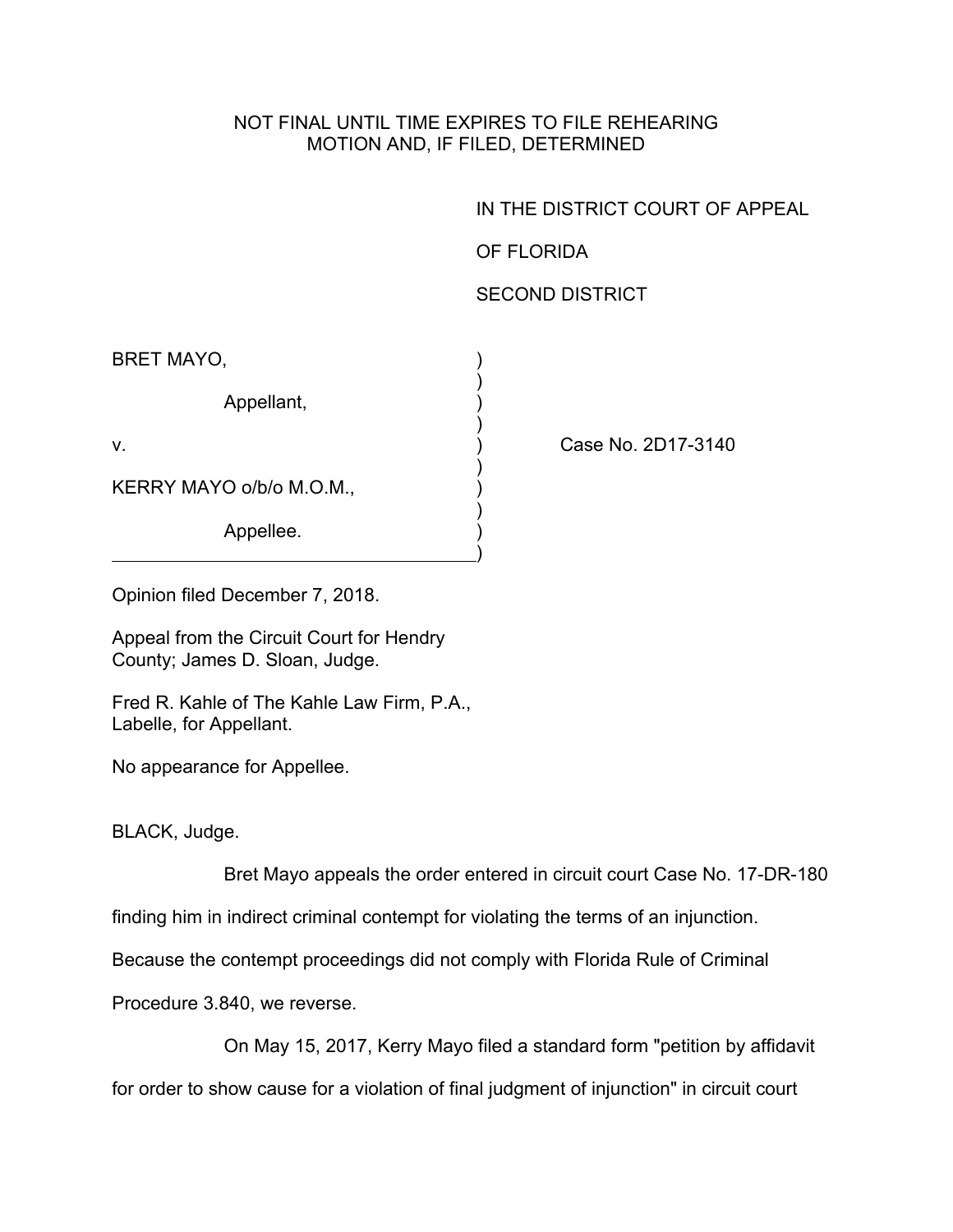NOT FINAL UNTIL TIME EXPIRES TO FILE REHEARING MOTION AND, IF FILED, DETERMINED

IN THE DISTRICT COURT OF APPEAL

OF FLORIDA

SECOND DISTRICT

BRET MAYO,

Appellant,

v.

KERRY MAYO o/b/o M.O.M.,

Appellee.

Case No. 2D17-3140

Opinion filed December 7, 2018.

Appeal from the Circuit Court for Hendry County; James D. Sloan, Judge.

Fred R. Kahle of The Kahle Law Firm, P.A., Labelle, for Appellant.

No appearance for Appellee.

BLACK, Judge.

Bret Mayo appeals the order entered in circuit court Case No. 17-DR-180 finding him in indirect criminal contempt for violating the terms of an injunction. Because the contempt proceedings did not comply with Florida Rule of Criminal Procedure 3.840, we reverse.

On May 15, 2017, Kerry Mayo filed a standard form "petition by affidavit for order to show cause for a violation of final judgment of injunction" in circuit court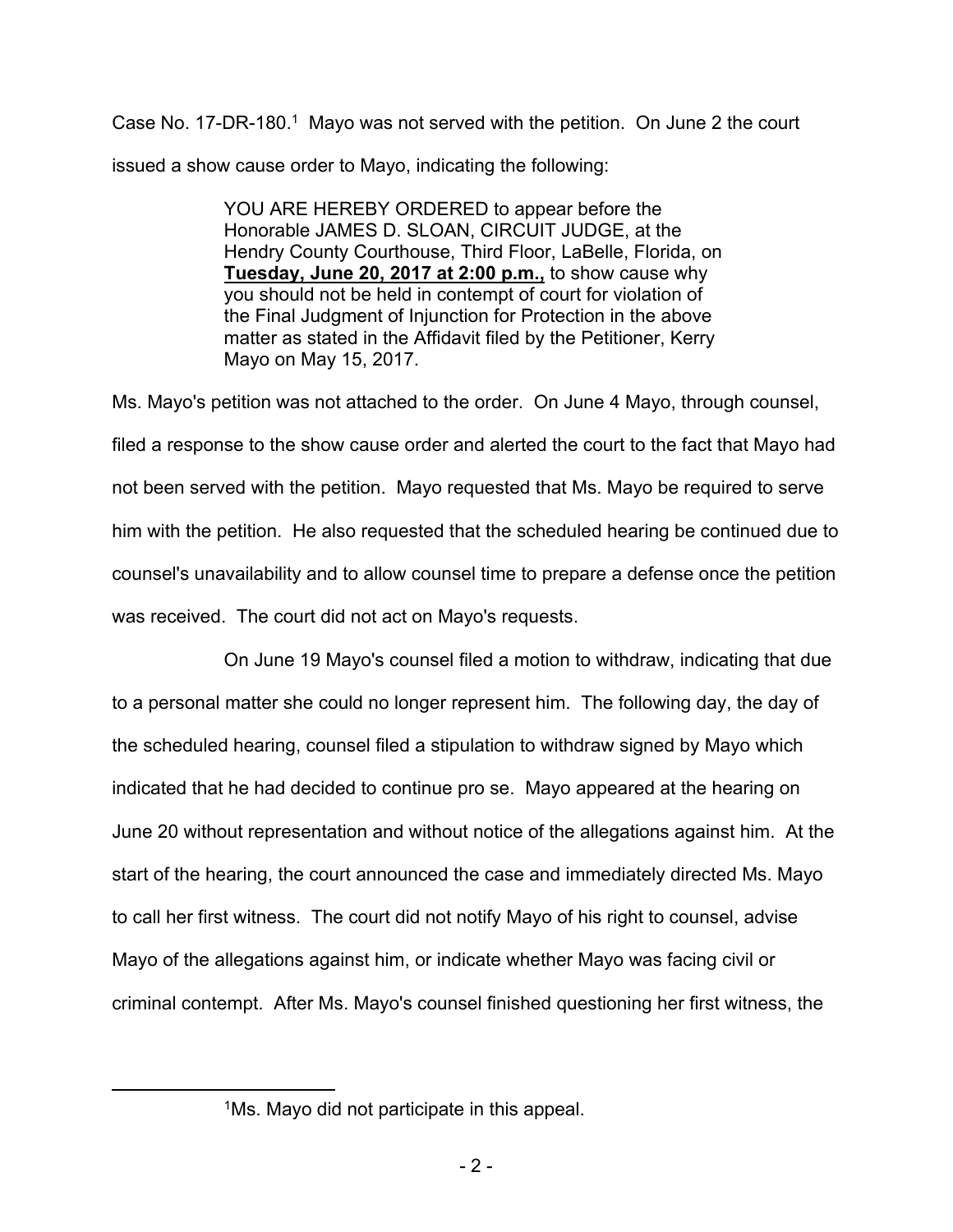Case No. 17-DR-180.[1] Mayo was not served with the petition. On June 2 the court issued a show cause order to Mayo, indicating the following:

> YOU ARE HEREBY ORDERED to appear before the Honorable JAMES D. SLOAN, CIRCUIT JUDGE, at the Hendry County Courthouse, Third Floor, LaBelle, Florida, on **Tuesday, June 20, 2017 at 2:00 p.m.,** to show cause why you should not be held in contempt of court for violation of the Final Judgment of Injunction for Protection in the above matter as stated in the Affidavit filed by the Petitioner, Kerry Mayo on May 15, 2017.

Ms. Mayo's petition was not attached to the order. On June 4 Mayo, through counsel, filed a response to the show cause order and alerted the court to the fact that Mayo had not been served with the petition. Mayo requested that Ms. Mayo be required to serve him with the petition. He also requested that the scheduled hearing be continued due to counsel's unavailability and to allow counsel time to prepare a defense once the petition was received. The court did not act on Mayo's requests.

On June 19 Mayo's counsel filed a motion to withdraw, indicating that due to a personal matter she could no longer represent him. The following day, the day of the scheduled hearing, counsel filed a stipulation to withdraw signed by Mayo which indicated that he had decided to continue pro se. Mayo appeared at the hearing on June 20 without representation and without notice of the allegations against him. At the start of the hearing, the court announced the case and immediately directed Ms. Mayo to call her first witness. The court did not notify Mayo of his right to counsel, advise Mayo of the allegations against him, or indicate whether Mayo was facing civil or criminal contempt. After Ms. Mayo's counsel finished questioning her first witness, the

[1] Ms. Mayo did not participate in this appeal.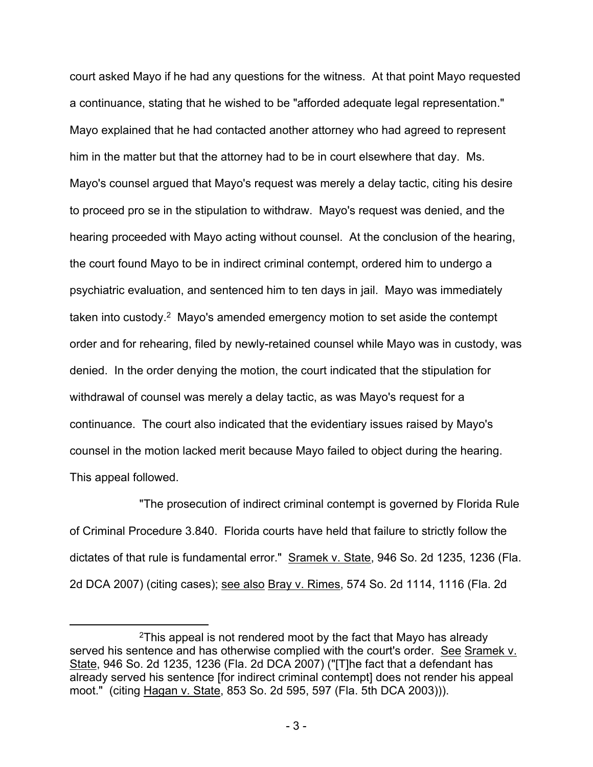court asked Mayo if he had any questions for the witness. At that point Mayo requested a continuance, stating that he wished to be "afforded adequate legal representation." Mayo explained that he had contacted another attorney who had agreed to represent him in the matter but that the attorney had to be in court elsewhere that day. Ms. Mayo's counsel argued that Mayo's request was merely a delay tactic, citing his desire to proceed pro se in the stipulation to withdraw. Mayo's request was denied, and the hearing proceeded with Mayo acting without counsel. At the conclusion of the hearing, the court found Mayo to be in indirect criminal contempt, ordered him to undergo a psychiatric evaluation, and sentenced him to ten days in jail. Mayo was immediately taken into custody.[2] Mayo's amended emergency motion to set aside the contempt order and for rehearing, filed by newly-retained counsel while Mayo was in custody, was denied. In the order denying the motion, the court indicated that the stipulation for withdrawal of counsel was merely a delay tactic, as was Mayo's request for a continuance. The court also indicated that the evidentiary issues raised by Mayo's counsel in the motion lacked merit because Mayo failed to object during the hearing. This appeal followed.

"The prosecution of indirect criminal contempt is governed by Florida Rule of Criminal Procedure 3.840. Florida courts have held that failure to strictly follow the dictates of that rule is fundamental error." Sramek v. State, 946 So. 2d 1235, 1236 (Fla. 2d DCA 2007) (citing cases); see also Bray v. Rimes, 574 So. 2d 1114, 1116 (Fla. 2d

---

[2] This appeal is not rendered moot by the fact that Mayo has already served his sentence and has otherwise complied with the court's order. See Sramek v. State, 946 So. 2d 1235, 1236 (Fla. 2d DCA 2007) ("[T]he fact that a defendant has already served his sentence [for indirect criminal contempt] does not render his appeal moot." (citing Hagan v. State, 853 So. 2d 595, 597 (Fla. 5th DCA 2003))).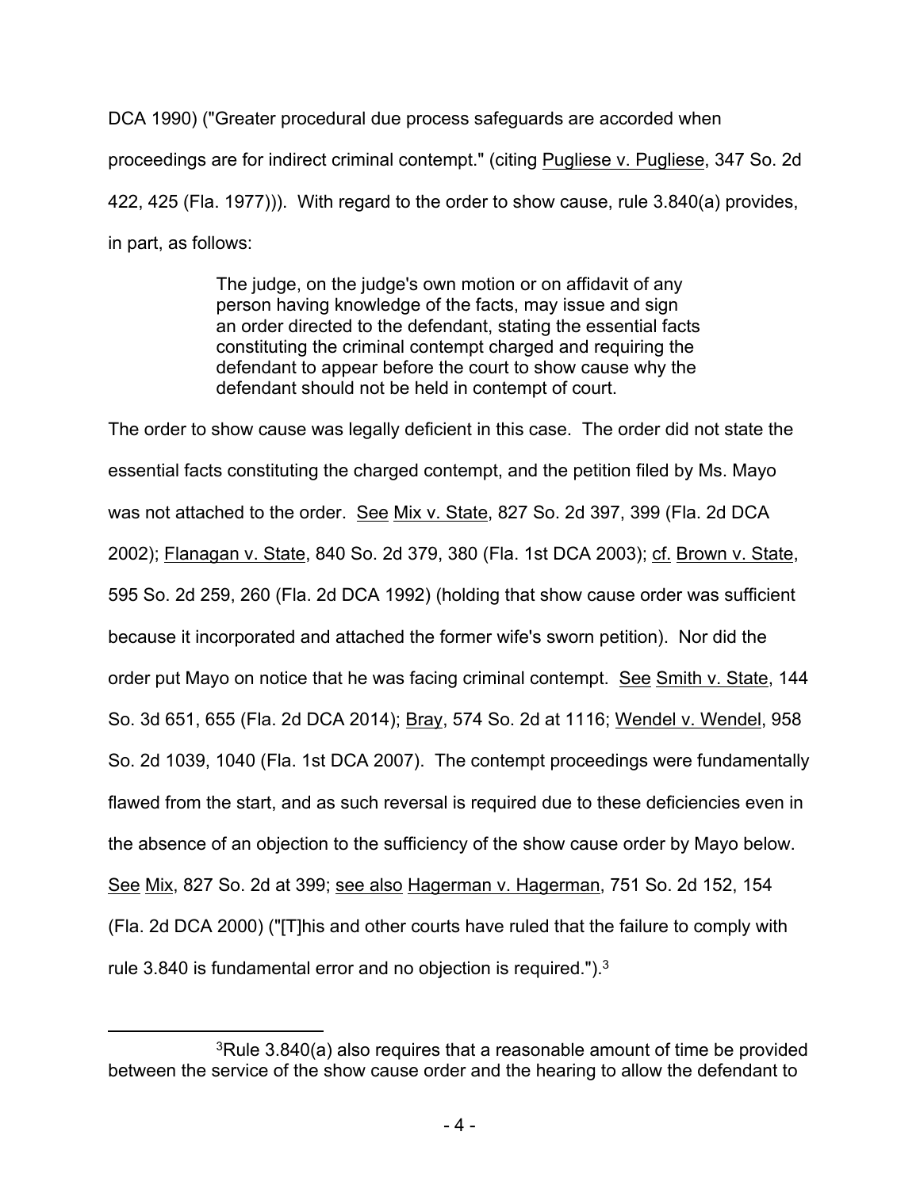DCA 1990) ("Greater procedural due process safeguards are accorded when proceedings are for indirect criminal contempt." (citing Pugliese v. Pugliese, 347 So. 2d 422, 425 (Fla. 1977))). With regard to the order to show cause, rule 3.840(a) provides, in part, as follows:

> The judge, on the judge's own motion or on affidavit of any person having knowledge of the facts, may issue and sign an order directed to the defendant, stating the essential facts constituting the criminal contempt charged and requiring the defendant to appear before the court to show cause why the defendant should not be held in contempt of court.

The order to show cause was legally deficient in this case. The order did not state the essential facts constituting the charged contempt, and the petition filed by Ms. Mayo was not attached to the order. See Mix v. State, 827 So. 2d 397, 399 (Fla. 2d DCA 2002); Flanagan v. State, 840 So. 2d 379, 380 (Fla. 1st DCA 2003); cf. Brown v. State, 595 So. 2d 259, 260 (Fla. 2d DCA 1992) (holding that show cause order was sufficient because it incorporated and attached the former wife's sworn petition). Nor did the order put Mayo on notice that he was facing criminal contempt. See Smith v. State, 144 So. 3d 651, 655 (Fla. 2d DCA 2014); Bray, 574 So. 2d at 1116; Wendel v. Wendel, 958 So. 2d 1039, 1040 (Fla. 1st DCA 2007). The contempt proceedings were fundamentally flawed from the start, and as such reversal is required due to these deficiencies even in the absence of an objection to the sufficiency of the show cause order by Mayo below. See Mix, 827 So. 2d at 399; see also Hagerman v. Hagerman, 751 So. 2d 152, 154 (Fla. 2d DCA 2000) ("[T]his and other courts have ruled that the failure to comply with rule 3.840 is fundamental error and no objection is required.").[3]

---

[3]Rule 3.840(a) also requires that a reasonable amount of time be provided between the service of the show cause order and the hearing to allow the defendant to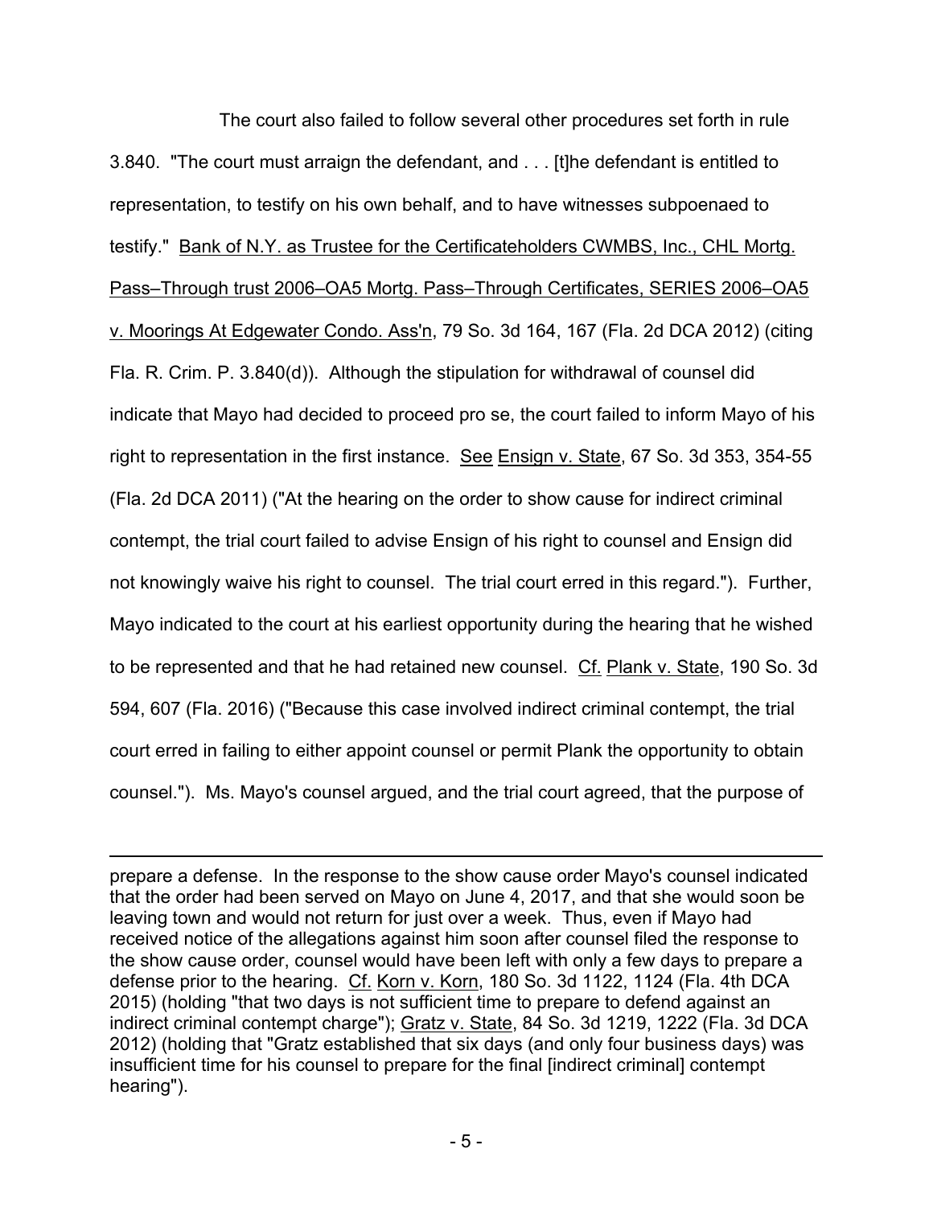The court also failed to follow several other procedures set forth in rule 3.840. "The court must arraign the defendant, and . . . [t]he defendant is entitled to representation, to testify on his own behalf, and to have witnesses subpoenaed to testify." Bank of N.Y. as Trustee for the Certificateholders CWMBS, Inc., CHL Mortg. Pass–Through trust 2006–OA5 Mortg. Pass–Through Certificates, SERIES 2006–OA5 v. Moorings At Edgewater Condo. Ass'n, 79 So. 3d 164, 167 (Fla. 2d DCA 2012) (citing Fla. R. Crim. P. 3.840(d)). Although the stipulation for withdrawal of counsel did indicate that Mayo had decided to proceed pro se, the court failed to inform Mayo of his right to representation in the first instance. See Ensign v. State, 67 So. 3d 353, 354-55 (Fla. 2d DCA 2011) ("At the hearing on the order to show cause for indirect criminal contempt, the trial court failed to advise Ensign of his right to counsel and Ensign did not knowingly waive his right to counsel. The trial court erred in this regard."). Further, Mayo indicated to the court at his earliest opportunity during the hearing that he wished to be represented and that he had retained new counsel. Cf. Plank v. State, 190 So. 3d 594, 607 (Fla. 2016) ("Because this case involved indirect criminal contempt, the trial court erred in failing to either appoint counsel or permit Plank the opportunity to obtain counsel."). Ms. Mayo's counsel argued, and the trial court agreed, that the purpose of

---

prepare a defense. In the response to the show cause order Mayo's counsel indicated that the order had been served on Mayo on June 4, 2017, and that she would soon be leaving town and would not return for just over a week. Thus, even if Mayo had received notice of the allegations against him soon after counsel filed the response to the show cause order, counsel would have been left with only a few days to prepare a defense prior to the hearing. Cf. Korn v. Korn, 180 So. 3d 1122, 1124 (Fla. 4th DCA 2015) (holding "that two days is not sufficient time to prepare to defend against an indirect criminal contempt charge"); Gratz v. State, 84 So. 3d 1219, 1222 (Fla. 3d DCA 2012) (holding that "Gratz established that six days (and only four business days) was insufficient time for his counsel to prepare for the final [indirect criminal] contempt hearing").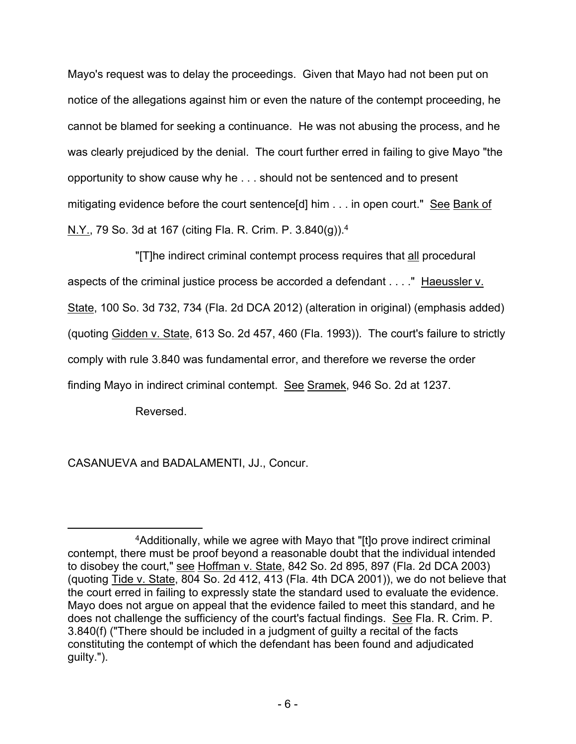Mayo's request was to delay the proceedings. Given that Mayo had not been put on notice of the allegations against him or even the nature of the contempt proceeding, he cannot be blamed for seeking a continuance. He was not abusing the process, and he was clearly prejudiced by the denial. The court further erred in failing to give Mayo "the opportunity to show cause why he . . . should not be sentenced and to present mitigating evidence before the court sentence[d] him . . . in open court." See Bank of N.Y., 79 So. 3d at 167 (citing Fla. R. Crim. P. 3.840(g)).[4]

"[T]he indirect criminal contempt process requires that all procedural aspects of the criminal justice process be accorded a defendant . . . ." Haeussler v. State, 100 So. 3d 732, 734 (Fla. 2d DCA 2012) (alteration in original) (emphasis added) (quoting Gidden v. State, 613 So. 2d 457, 460 (Fla. 1993)). The court's failure to strictly comply with rule 3.840 was fundamental error, and therefore we reverse the order finding Mayo in indirect criminal contempt. See Sramek, 946 So. 2d at 1237.

Reversed.

CASANUEVA and BADALAMENTI, JJ., Concur.

---

[4]Additionally, while we agree with Mayo that "[t]o prove indirect criminal contempt, there must be proof beyond a reasonable doubt that the individual intended to disobey the court," see Hoffman v. State, 842 So. 2d 895, 897 (Fla. 2d DCA 2003) (quoting Tide v. State, 804 So. 2d 412, 413 (Fla. 4th DCA 2001)), we do not believe that the court erred in failing to expressly state the standard used to evaluate the evidence. Mayo does not argue on appeal that the evidence failed to meet this standard, and he does not challenge the sufficiency of the court's factual findings. See Fla. R. Crim. P. 3.840(f) ("There should be included in a judgment of guilty a recital of the facts constituting the contempt of which the defendant has been found and adjudicated guilty.").